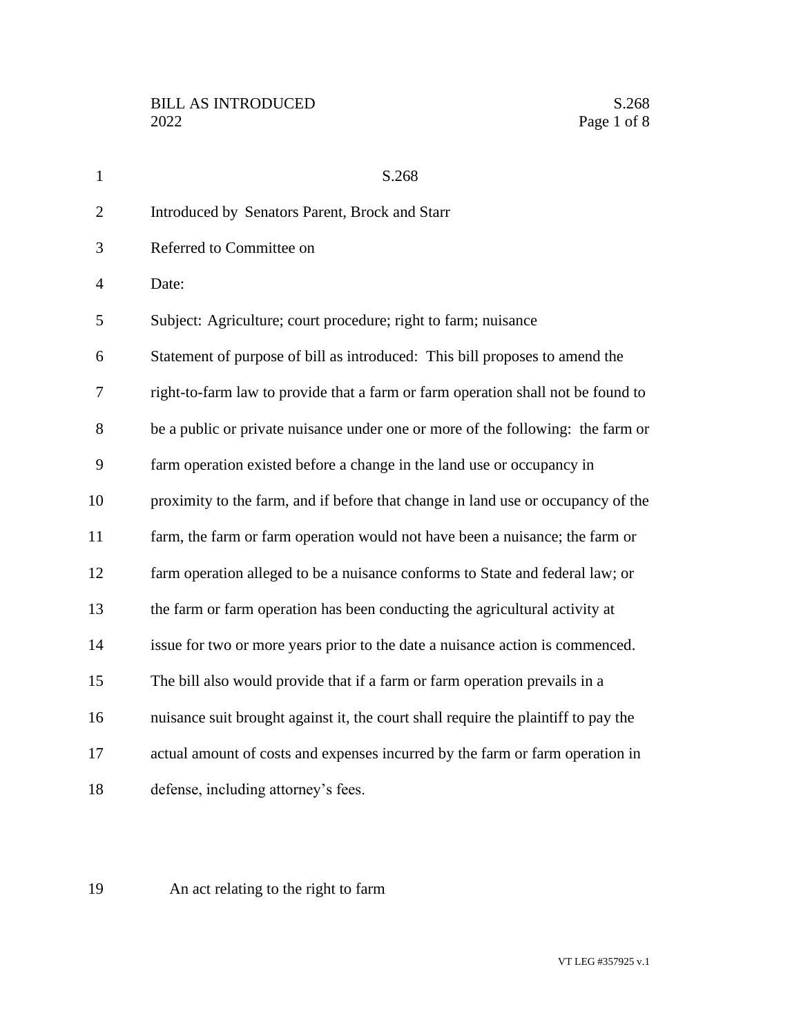S.268

Introduced by Senators Parent, Brock and Starr

Referred to Committee on

Date:

Subject: Agriculture; court procedure; right to farm; nuisance

Statement of purpose of bill as introduced: This bill proposes to amend the right-to-farm law to provide that a farm or farm operation shall not be found to be a public or private nuisance under one or more of the following: the farm or farm operation existed before a change in the land use or occupancy in proximity to the farm, and if before that change in land use or occupancy of the farm, the farm or farm operation would not have been a nuisance; the farm or farm operation alleged to be a nuisance conforms to State and federal law; or the farm or farm operation has been conducting the agricultural activity at issue for two or more years prior to the date a nuisance action is commenced. The bill also would provide that if a farm or farm operation prevails in a nuisance suit brought against it, the court shall require the plaintiff to pay the actual amount of costs and expenses incurred by the farm or farm operation in defense, including attorney's fees.

An act relating to the right to farm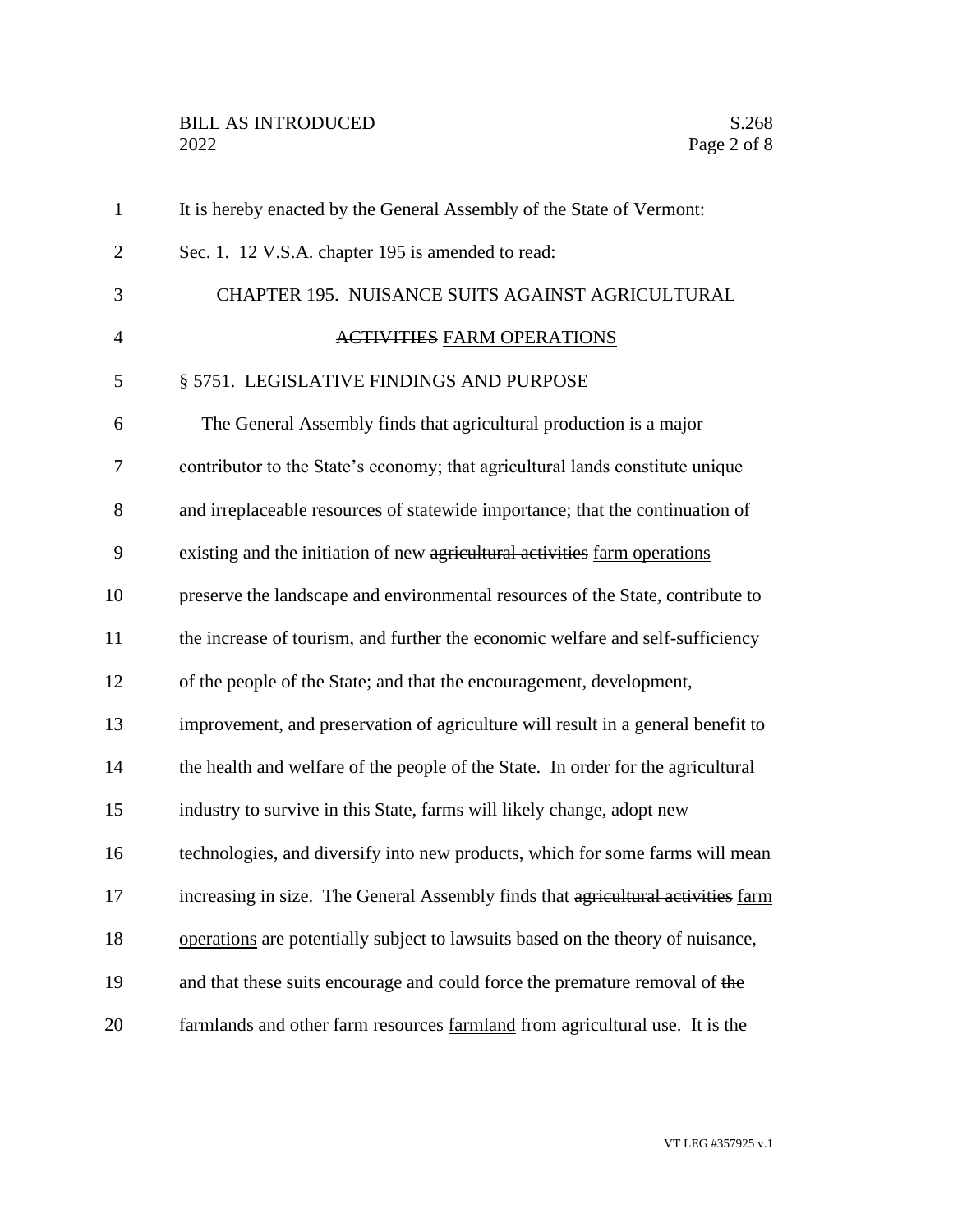It is hereby enacted by the General Assembly of the State of Vermont:

Sec. 1. 12 V.S.A. chapter 195 is amended to read:

CHAPTER 195. NUISANCE SUITS AGAINST ~~AGRICULTURAL ACTIVITIES~~ <u>FARM OPERATIONS</u>

§ 5751. LEGISLATIVE FINDINGS AND PURPOSE

The General Assembly finds that agricultural production is a major contributor to the State's economy; that agricultural lands constitute unique and irreplaceable resources of statewide importance; that the continuation of existing and the initiation of new ~~agricultural activities~~ <u>farm operations</u> preserve the landscape and environmental resources of the State, contribute to the increase of tourism, and further the economic welfare and self-sufficiency of the people of the State; and that the encouragement, development, improvement, and preservation of agriculture will result in a general benefit to the health and welfare of the people of the State. In order for the agricultural industry to survive in this State, farms will likely change, adopt new technologies, and diversify into new products, which for some farms will mean increasing in size. The General Assembly finds that ~~agricultural activities~~ <u>farm operations</u> are potentially subject to lawsuits based on the theory of nuisance, and that these suits encourage and could force the premature removal of ~~the farmlands and other farm resources~~ <u>farmland</u> from agricultural use. It is the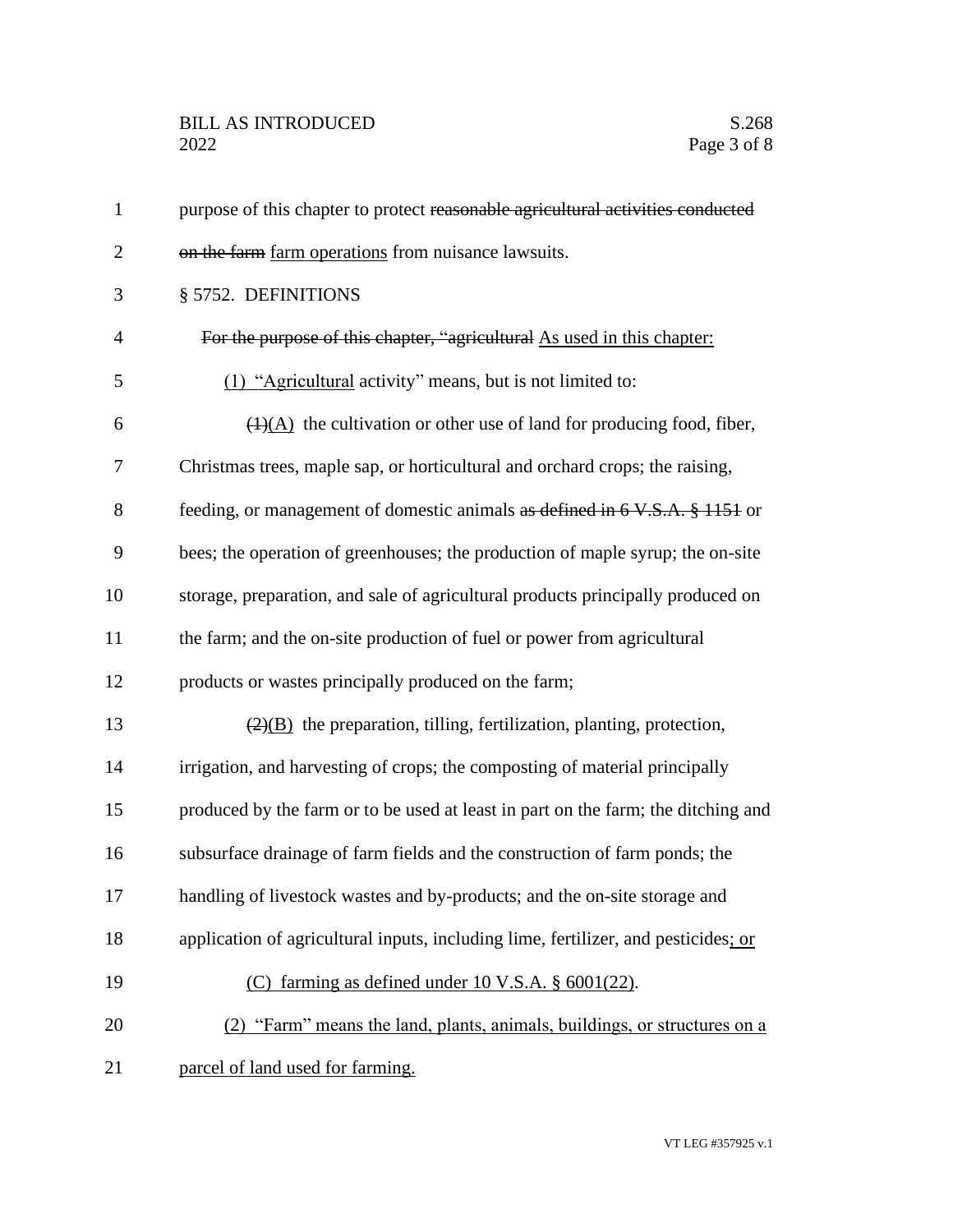purpose of this chapter to protect ~~reasonable agricultural activities conducted on the farm~~ <u>farm operations</u> from nuisance lawsuits.

§ 5752. DEFINITIONS

~~For the purpose of this chapter, "agricultural~~ <u>As used in this chapter:</u>

<u>(1) "Agricultural</u> activity" means, but is not limited to:

~~(1)~~<u>(A)</u> the cultivation or other use of land for producing food, fiber, Christmas trees, maple sap, or horticultural and orchard crops; the raising, feeding, or management of domestic animals ~~as defined in 6 V.S.A. § 1151~~ or bees; the operation of greenhouses; the production of maple syrup; the on-site storage, preparation, and sale of agricultural products principally produced on the farm; and the on-site production of fuel or power from agricultural products or wastes principally produced on the farm;

~~(2)~~<u>(B)</u> the preparation, tilling, fertilization, planting, protection, irrigation, and harvesting of crops; the composting of material principally produced by the farm or to be used at least in part on the farm; the ditching and subsurface drainage of farm fields and the construction of farm ponds; the handling of livestock wastes and by-products; and the on-site storage and application of agricultural inputs, including lime, fertilizer, and pesticides<u>; or</u>

<u>(C) farming as defined under 10 V.S.A. § 6001(22)</u>.

<u>(2) "Farm" means the land, plants, animals, buildings, or structures on a parcel of land used for farming.</u>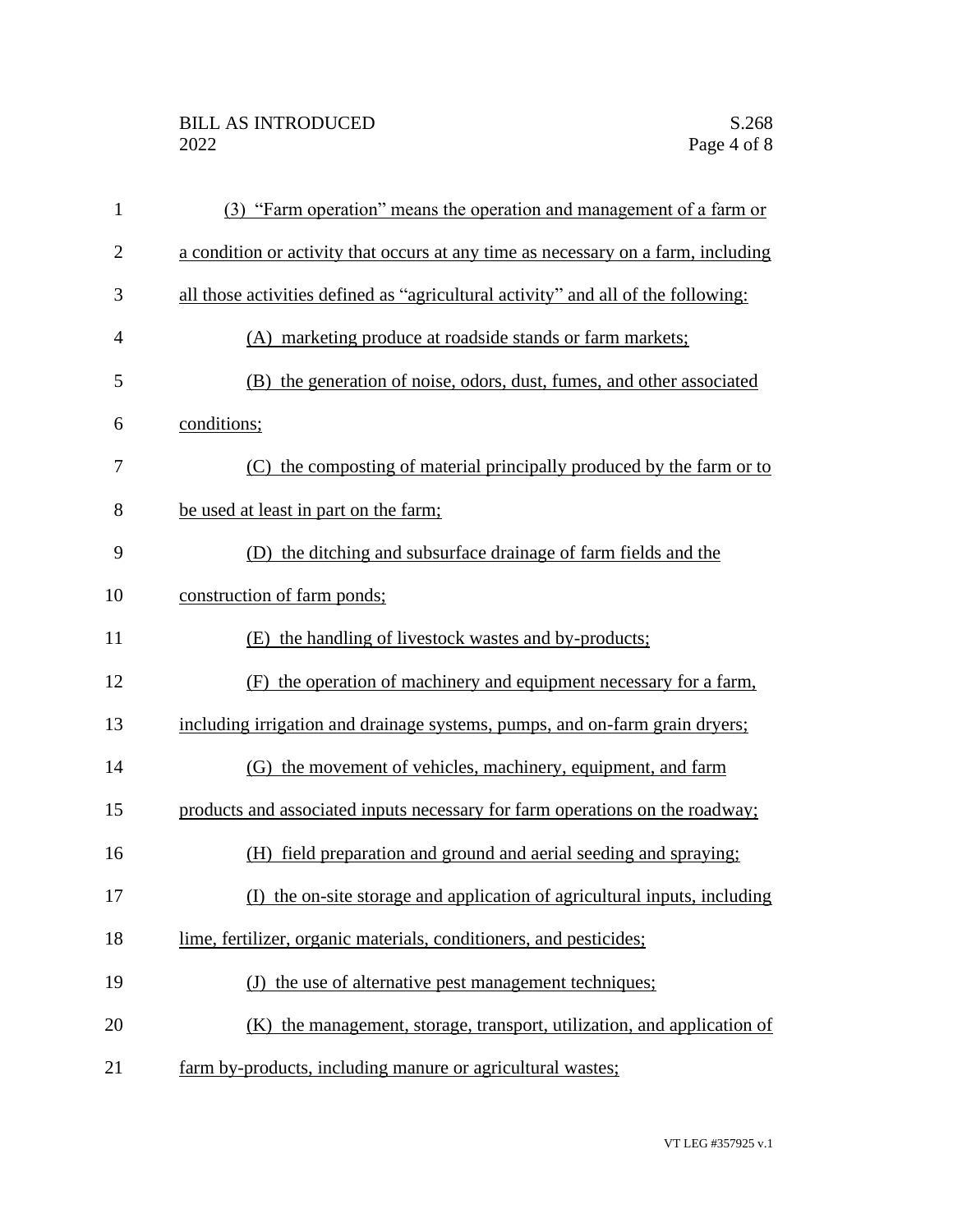(3) "Farm operation" means the operation and management of a farm or a condition or activity that occurs at any time as necessary on a farm, including all those activities defined as "agricultural activity" and all of the following:

(A) marketing produce at roadside stands or farm markets;

(B) the generation of noise, odors, dust, fumes, and other associated conditions;

(C) the composting of material principally produced by the farm or to be used at least in part on the farm;

(D) the ditching and subsurface drainage of farm fields and the construction of farm ponds;

(E) the handling of livestock wastes and by-products;

(F) the operation of machinery and equipment necessary for a farm, including irrigation and drainage systems, pumps, and on-farm grain dryers;

(G) the movement of vehicles, machinery, equipment, and farm products and associated inputs necessary for farm operations on the roadway;

(H) field preparation and ground and aerial seeding and spraying;

(I) the on-site storage and application of agricultural inputs, including lime, fertilizer, organic materials, conditioners, and pesticides;

(J) the use of alternative pest management techniques;

(K) the management, storage, transport, utilization, and application of farm by-products, including manure or agricultural wastes;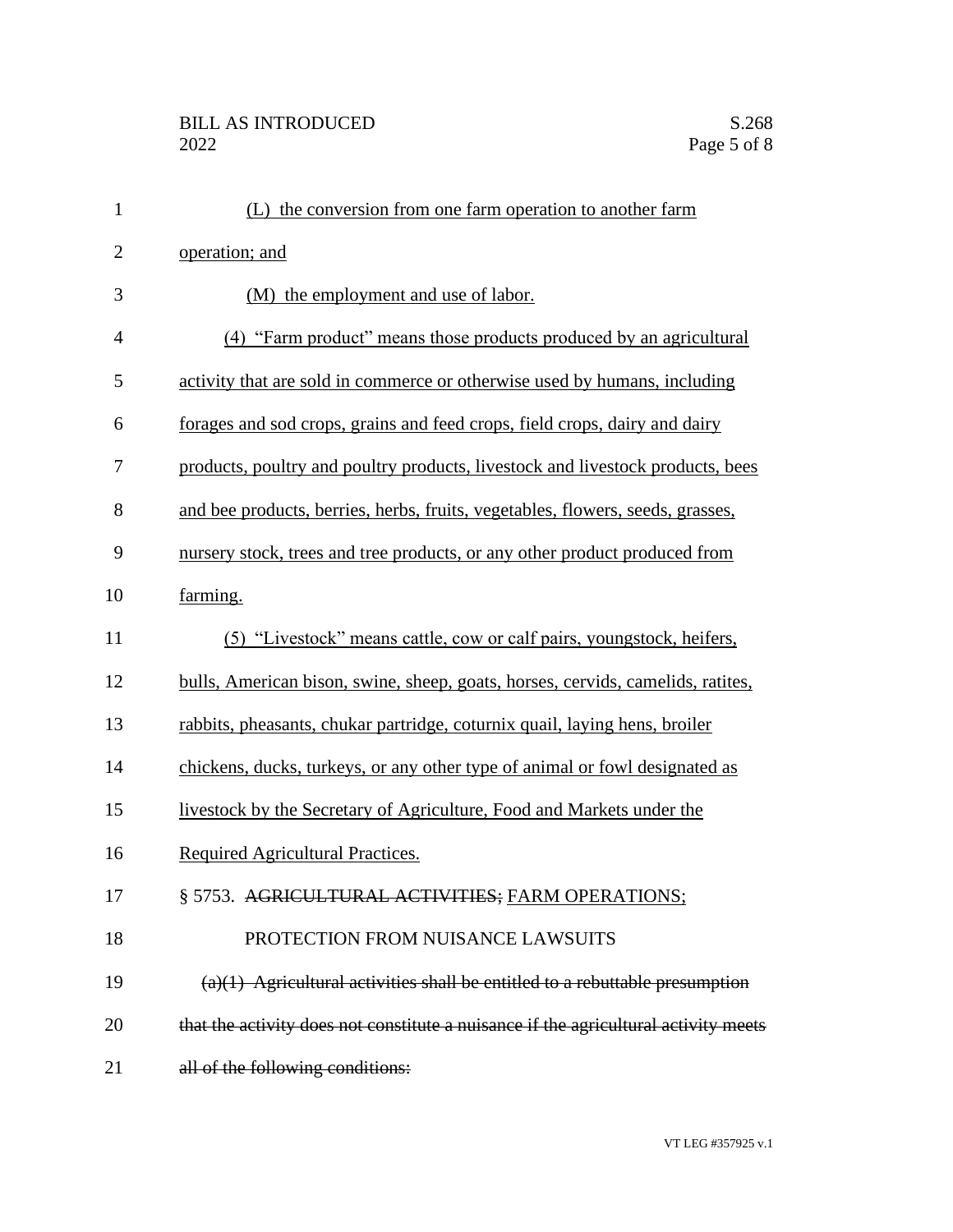(L) the conversion from one farm operation to another farm operation; and

(M) the employment and use of labor.

(4) "Farm product" means those products produced by an agricultural activity that are sold in commerce or otherwise used by humans, including forages and sod crops, grains and feed crops, field crops, dairy and dairy products, poultry and poultry products, livestock and livestock products, bees and bee products, berries, herbs, fruits, vegetables, flowers, seeds, grasses, nursery stock, trees and tree products, or any other product produced from farming.

(5) "Livestock" means cattle, cow or calf pairs, youngstock, heifers, bulls, American bison, swine, sheep, goats, horses, cervids, camelids, ratites, rabbits, pheasants, chukar partridge, coturnix quail, laying hens, broiler chickens, ducks, turkeys, or any other type of animal or fowl designated as livestock by the Secretary of Agriculture, Food and Markets under the Required Agricultural Practices.

§ 5753. ~~AGRICULTURAL ACTIVITIES;~~ FARM OPERATIONS; PROTECTION FROM NUISANCE LAWSUITS

~~(a)(1) Agricultural activities shall be entitled to a rebuttable presumption that the activity does not constitute a nuisance if the agricultural activity meets all of the following conditions:~~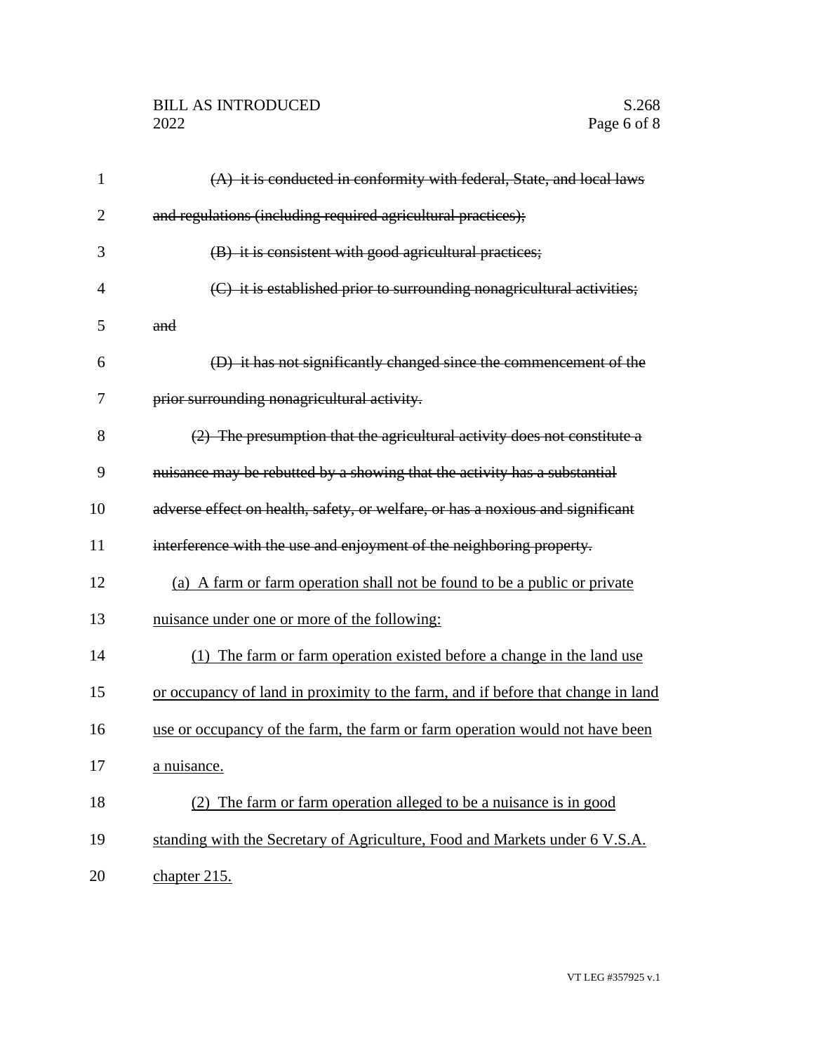~~(A) it is conducted in conformity with federal, State, and local laws and regulations (including required agricultural practices);~~

~~(B) it is consistent with good agricultural practices;~~

~~(C) it is established prior to surrounding nonagricultural activities; and~~

~~(D) it has not significantly changed since the commencement of the prior surrounding nonagricultural activity.~~

~~(2) The presumption that the agricultural activity does not constitute a nuisance may be rebutted by a showing that the activity has a substantial adverse effect on health, safety, or welfare, or has a noxious and significant interference with the use and enjoyment of the neighboring property.~~

<u>(a) A farm or farm operation shall not be found to be a public or private nuisance under one or more of the following:</u>

<u>(1) The farm or farm operation existed before a change in the land use or occupancy of land in proximity to the farm, and if before that change in land use or occupancy of the farm, the farm or farm operation would not have been a nuisance.</u>

<u>(2) The farm or farm operation alleged to be a nuisance is in good standing with the Secretary of Agriculture, Food and Markets under 6 V.S.A. chapter 215.</u>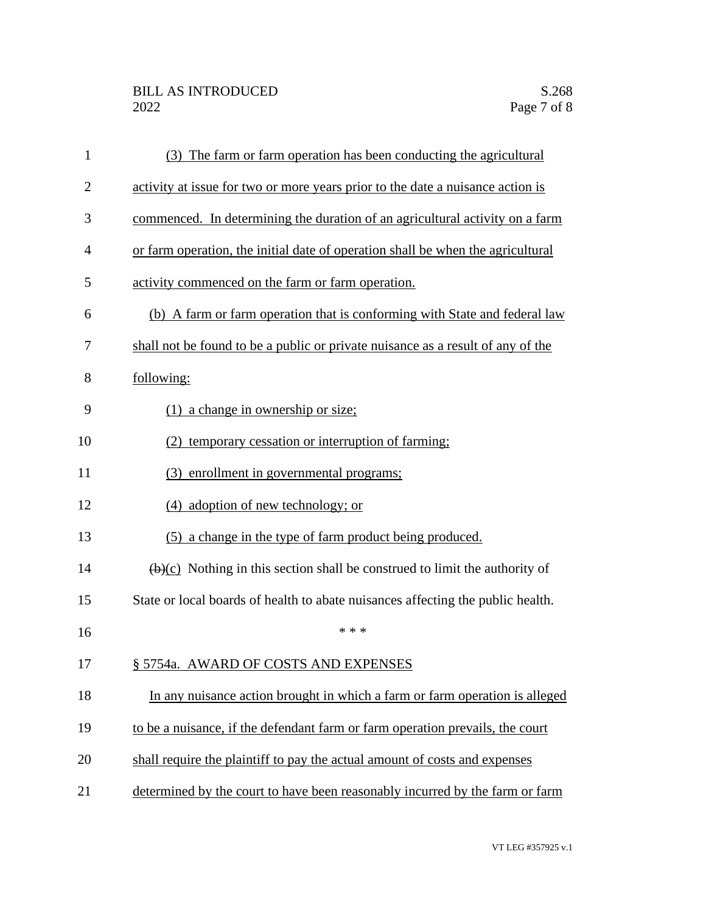(3) The farm or farm operation has been conducting the agricultural activity at issue for two or more years prior to the date a nuisance action is commenced. In determining the duration of an agricultural activity on a farm or farm operation, the initial date of operation shall be when the agricultural activity commenced on the farm or farm operation.

(b) A farm or farm operation that is conforming with State and federal law shall not be found to be a public or private nuisance as a result of any of the following:

(1) a change in ownership or size;

(2) temporary cessation or interruption of farming;

(3) enrollment in governmental programs;

(4) adoption of new technology; or

(5) a change in the type of farm product being produced.

~~(b)~~(c) Nothing in this section shall be construed to limit the authority of State or local boards of health to abate nuisances affecting the public health.

\* \* \*

§ 5754a. AWARD OF COSTS AND EXPENSES

In any nuisance action brought in which a farm or farm operation is alleged to be a nuisance, if the defendant farm or farm operation prevails, the court shall require the plaintiff to pay the actual amount of costs and expenses determined by the court to have been reasonably incurred by the farm or farm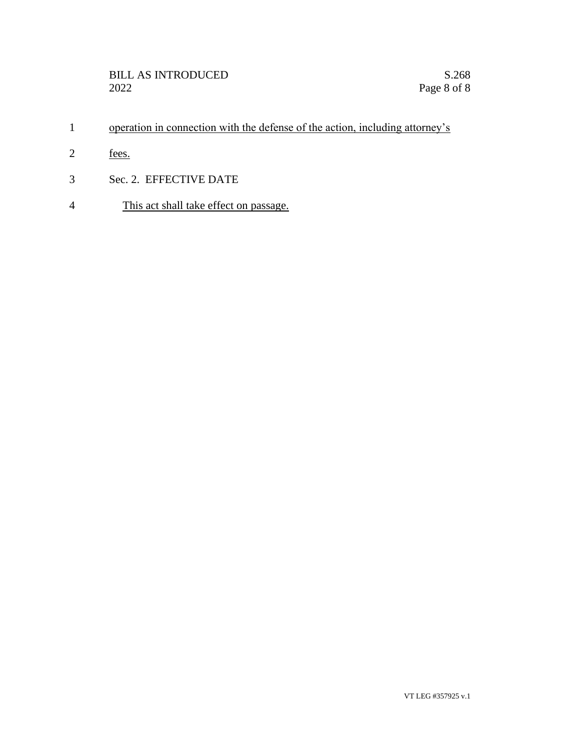operation in connection with the defense of the action, including attorney's fees.

Sec. 2. EFFECTIVE DATE

This act shall take effect on passage.